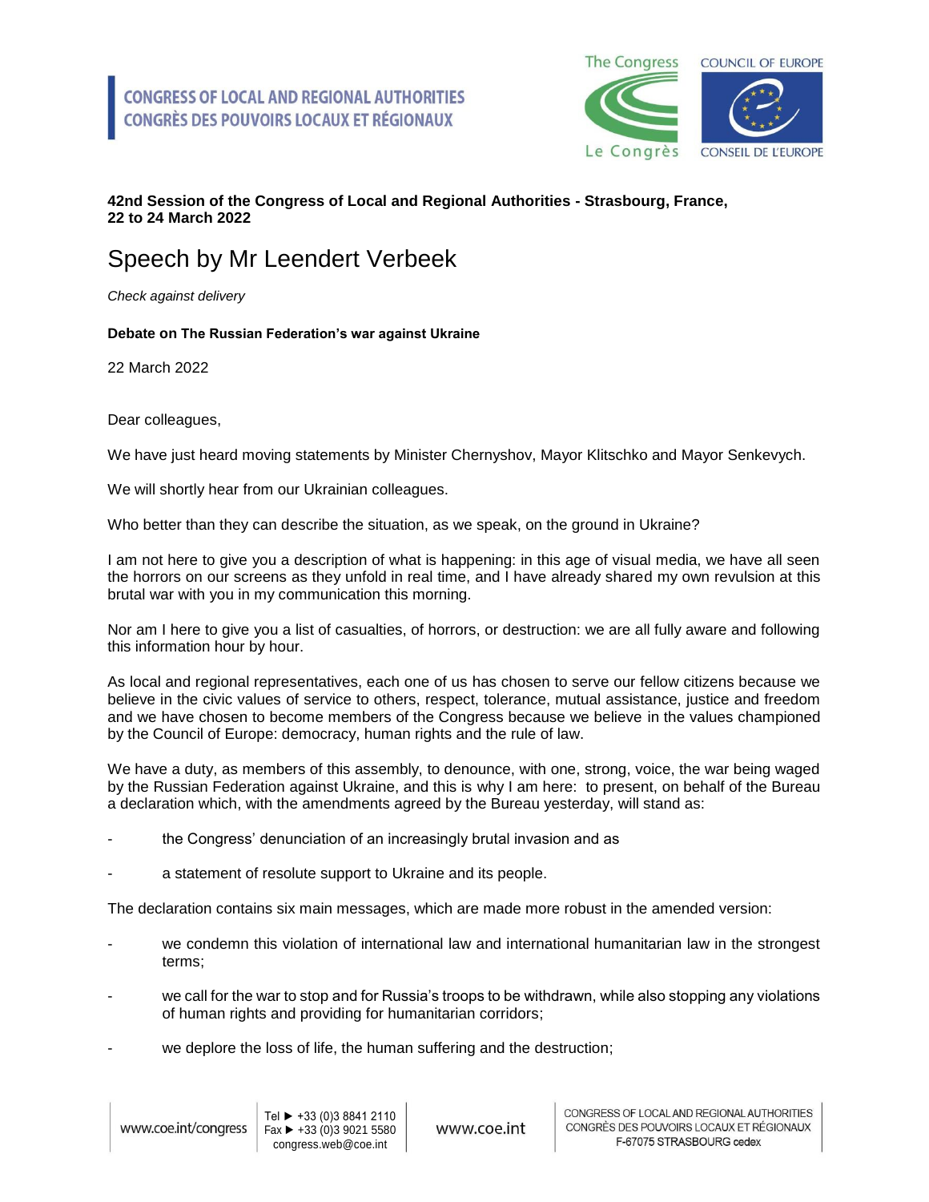CONGRESS OF LOCAL AND REGIONAL AUTHORITIES
CONGRÈS DES POUVOIRS LOCAUX ET RÉGIONAUX

**42nd Session of the Congress of Local and Regional Authorities - Strasbourg, France, 22 to 24 March 2022**

# Speech by Mr Leendert Verbeek

*Check against delivery*

**Debate on The Russian Federation's war against Ukraine**

22 March 2022

Dear colleagues,

We have just heard moving statements by Minister Chernyshov, Mayor Klitschko and Mayor Senkevych.

We will shortly hear from our Ukrainian colleagues.

Who better than they can describe the situation, as we speak, on the ground in Ukraine?

I am not here to give you a description of what is happening: in this age of visual media, we have all seen the horrors on our screens as they unfold in real time, and I have already shared my own revulsion at this brutal war with you in my communication this morning.

Nor am I here to give you a list of casualties, of horrors, or destruction: we are all fully aware and following this information hour by hour.

As local and regional representatives, each one of us has chosen to serve our fellow citizens because we believe in the civic values of service to others, respect, tolerance, mutual assistance, justice and freedom and we have chosen to become members of the Congress because we believe in the values championed by the Council of Europe: democracy, human rights and the rule of law.

We have a duty, as members of this assembly, to denounce, with one, strong, voice, the war being waged by the Russian Federation against Ukraine, and this is why I am here: to present, on behalf of the Bureau a declaration which, with the amendments agreed by the Bureau yesterday, will stand as:

- the Congress' denunciation of an increasingly brutal invasion and as
- a statement of resolute support to Ukraine and its people.

The declaration contains six main messages, which are made more robust in the amended version:

- we condemn this violation of international law and international humanitarian law in the strongest terms;
- we call for the war to stop and for Russia's troops to be withdrawn, while also stopping any violations of human rights and providing for humanitarian corridors;
- we deplore the loss of life, the human suffering and the destruction;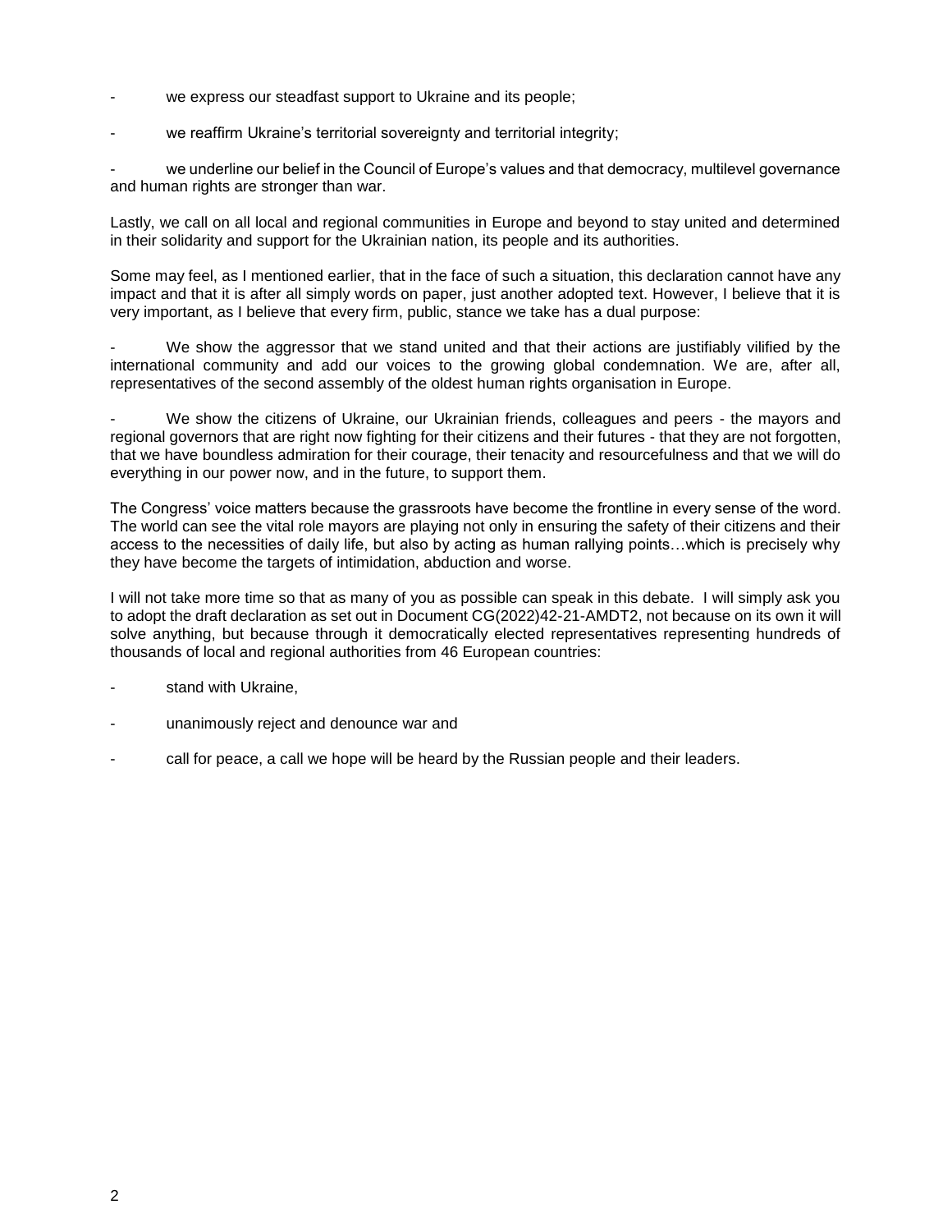- we express our steadfast support to Ukraine and its people;

- we reaffirm Ukraine's territorial sovereignty and territorial integrity;

- we underline our belief in the Council of Europe's values and that democracy, multilevel governance and human rights are stronger than war.

Lastly, we call on all local and regional communities in Europe and beyond to stay united and determined in their solidarity and support for the Ukrainian nation, its people and its authorities.

Some may feel, as I mentioned earlier, that in the face of such a situation, this declaration cannot have any impact and that it is after all simply words on paper, just another adopted text. However, I believe that it is very important, as I believe that every firm, public, stance we take has a dual purpose:

- We show the aggressor that we stand united and that their actions are justifiably vilified by the international community and add our voices to the growing global condemnation. We are, after all, representatives of the second assembly of the oldest human rights organisation in Europe.

- We show the citizens of Ukraine, our Ukrainian friends, colleagues and peers - the mayors and regional governors that are right now fighting for their citizens and their futures - that they are not forgotten, that we have boundless admiration for their courage, their tenacity and resourcefulness and that we will do everything in our power now, and in the future, to support them.

The Congress' voice matters because the grassroots have become the frontline in every sense of the word. The world can see the vital role mayors are playing not only in ensuring the safety of their citizens and their access to the necessities of daily life, but also by acting as human rallying points…which is precisely why they have become the targets of intimidation, abduction and worse.

I will not take more time so that as many of you as possible can speak in this debate. I will simply ask you to adopt the draft declaration as set out in Document CG(2022)42-21-AMDT2, not because on its own it will solve anything, but because through it democratically elected representatives representing hundreds of thousands of local and regional authorities from 46 European countries:

- stand with Ukraine,

- unanimously reject and denounce war and

- call for peace, a call we hope will be heard by the Russian people and their leaders.